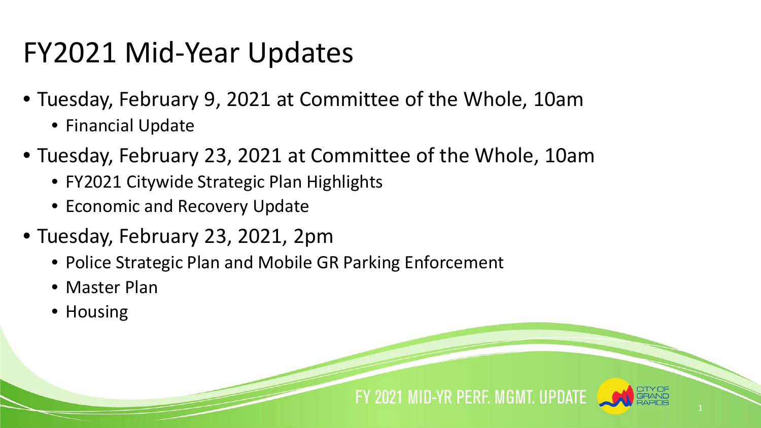# FY2021 Mid-Year Updates

- Tuesday, February 9, 2021 at Committee of the Whole, 10am
  - Financial Update
- Tuesday, February 23, 2021 at Committee of the Whole, 10am
  - FY2021 Citywide Strategic Plan Highlights
  - Economic and Recovery Update
- Tuesday, February 23, 2021, 2pm
  - Police Strategic Plan and Mobile GR Parking Enforcement
  - Master Plan
  - Housing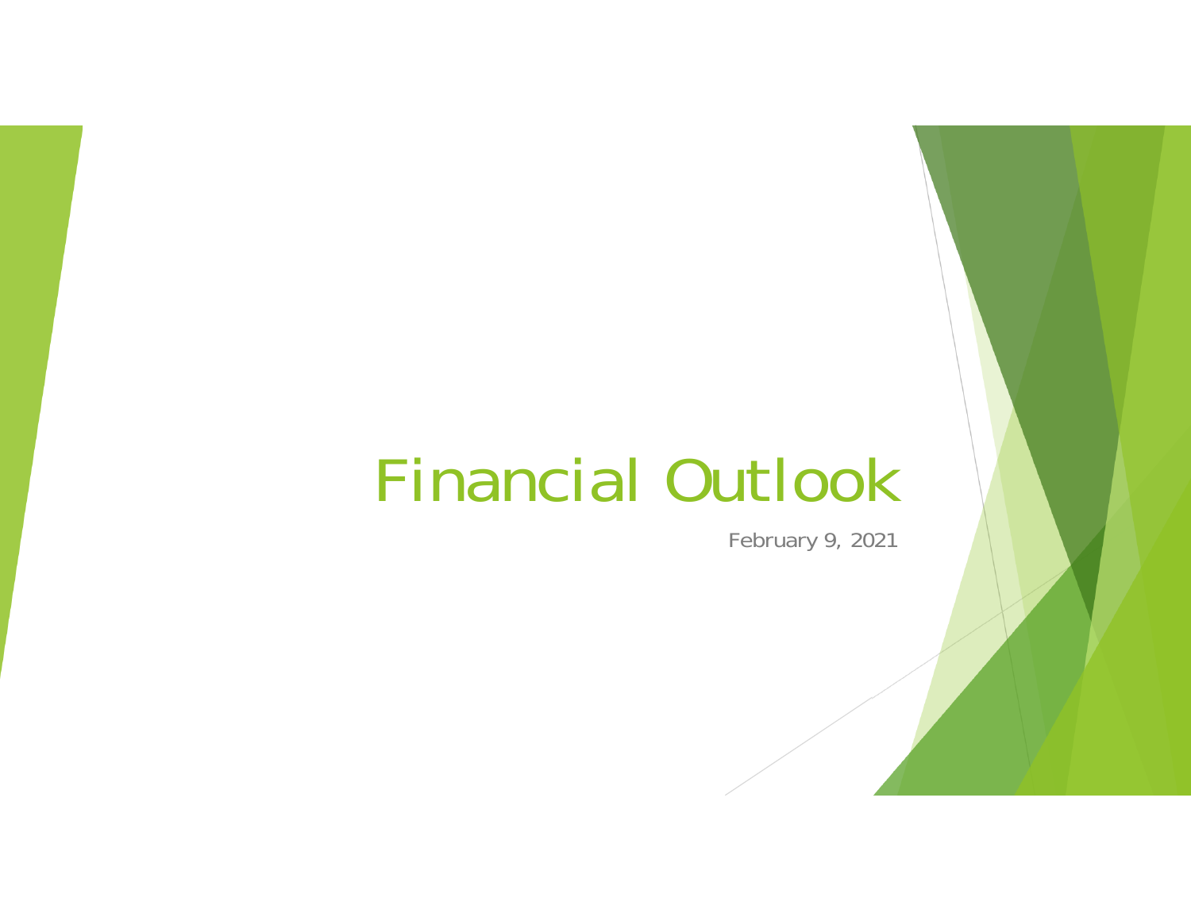# Financial Outlook

February 9, 2021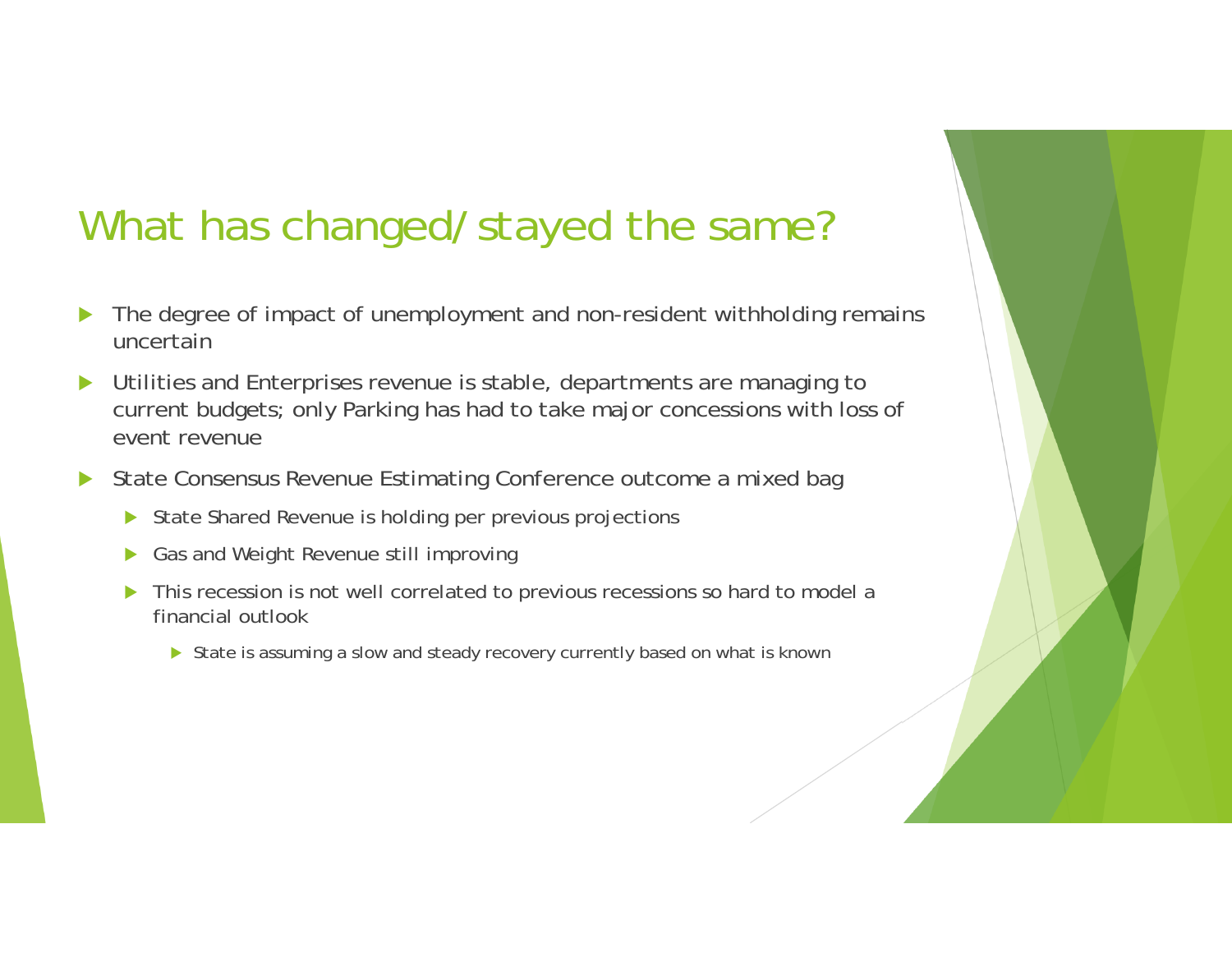# What has changed/stayed the same?

- The degree of impact of unemployment and non-resident withholding remains uncertain
- Utilities and Enterprises revenue is stable, departments are managing to current budgets; only Parking has had to take major concessions with loss of event revenue
- State Consensus Revenue Estimating Conference outcome a mixed bag
  - State Shared Revenue is holding per previous projections
  - Gas and Weight Revenue still improving
  - This recession is not well correlated to previous recessions so hard to model a financial outlook
    - State is assuming a slow and steady recovery currently based on what is known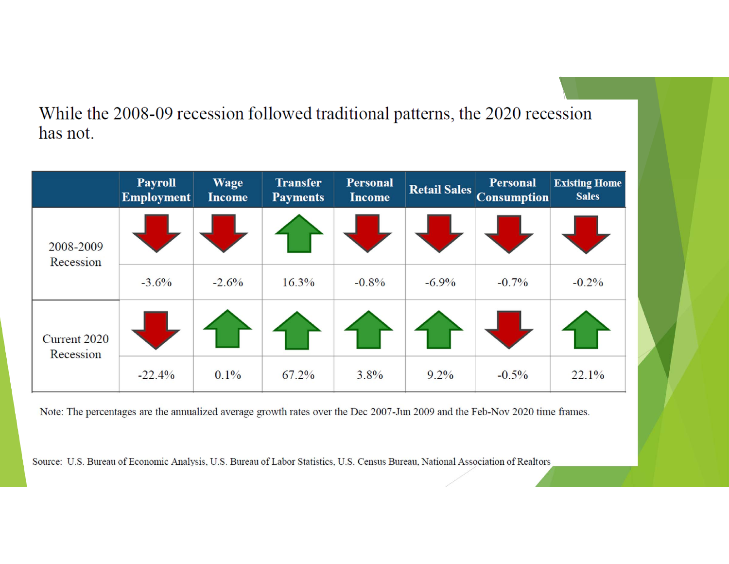While the 2008-09 recession followed traditional patterns, the 2020 recession has not.

| | Payroll Employment | Wage Income | Transfer Payments | Personal Income | Retail Sales | Personal Consumption | Existing Home Sales |
|---|---|---|---|---|---|---|---|
| 2008-2009 Recession | ↓ | ↓ | ↑ | ↓ | ↓ | ↓ | ↓ |
| | -3.6% | -2.6% | 16.3% | -0.8% | -6.9% | -0.7% | -0.2% |
| Current 2020 Recession | ↓ | ↑ | ↑ | ↑ | ↑ | ↓ | ↑ |
| | -22.4% | 0.1% | 67.2% | 3.8% | 9.2% | -0.5% | 22.1% |

Note: The percentages are the annualized average growth rates over the Dec 2007-Jun 2009 and the Feb-Nov 2020 time frames.

Source: U.S. Bureau of Economic Analysis, U.S. Bureau of Labor Statistics, U.S. Census Bureau, National Association of Realtors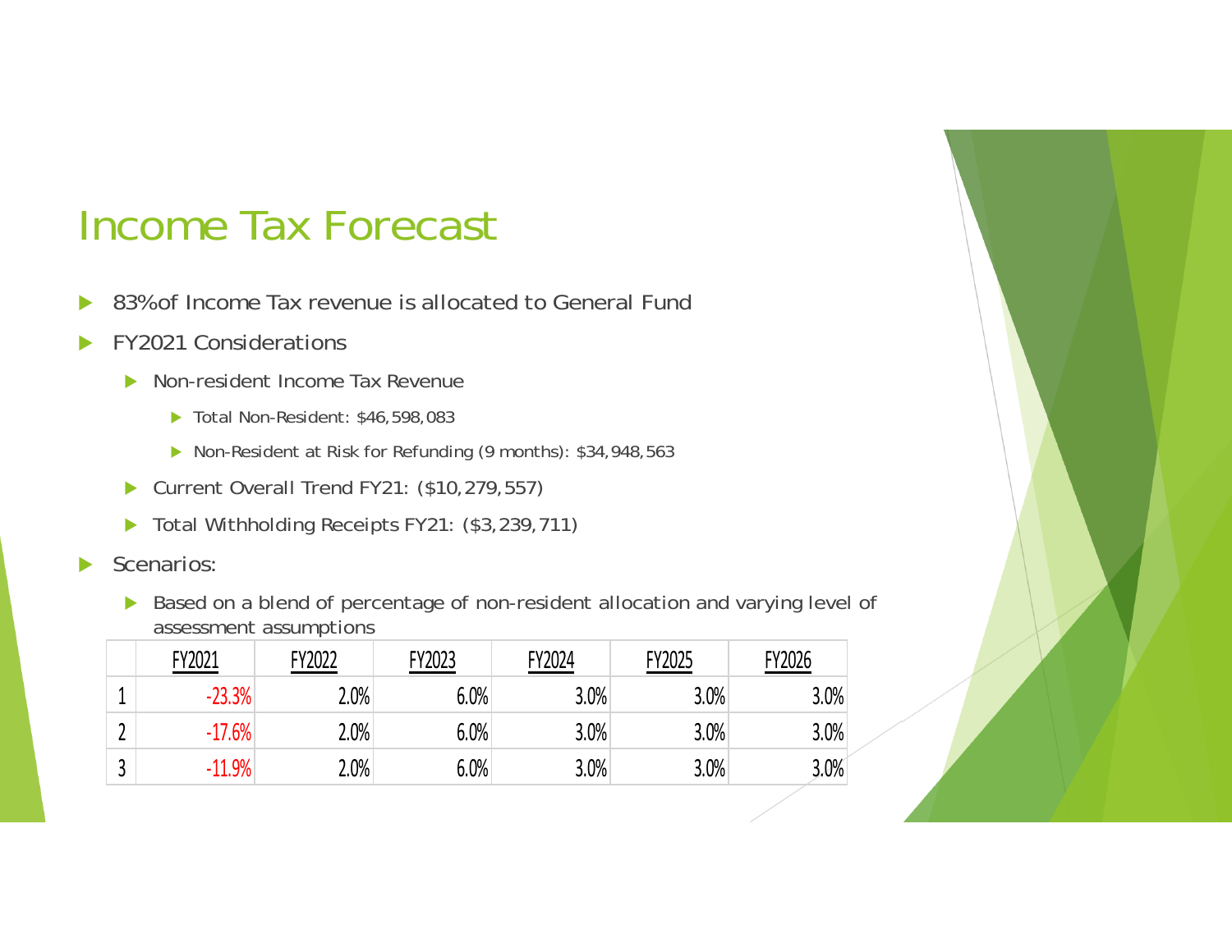# Income Tax Forecast

- 83%of Income Tax revenue is allocated to General Fund
- FY2021 Considerations
  - Non-resident Income Tax Revenue
    - Total Non-Resident: $46,598,083
    - Non-Resident at Risk for Refunding (9 months): $34,948,563
  - Current Overall Trend FY21: ($10,279,557)
  - Total Withholding Receipts FY21: ($3,239,711)
- Scenarios:
  - Based on a blend of percentage of non-resident allocation and varying level of assessment assumptions

| | FY2021 | FY2022 | FY2023 | FY2024 | FY2025 | FY2026 |
|---|---|---|---|---|---|---|
| 1 | -23.3% | 2.0% | 6.0% | 3.0% | 3.0% | 3.0% |
| 2 | -17.6% | 2.0% | 6.0% | 3.0% | 3.0% | 3.0% |
| 3 | -11.9% | 2.0% | 6.0% | 3.0% | 3.0% | 3.0% |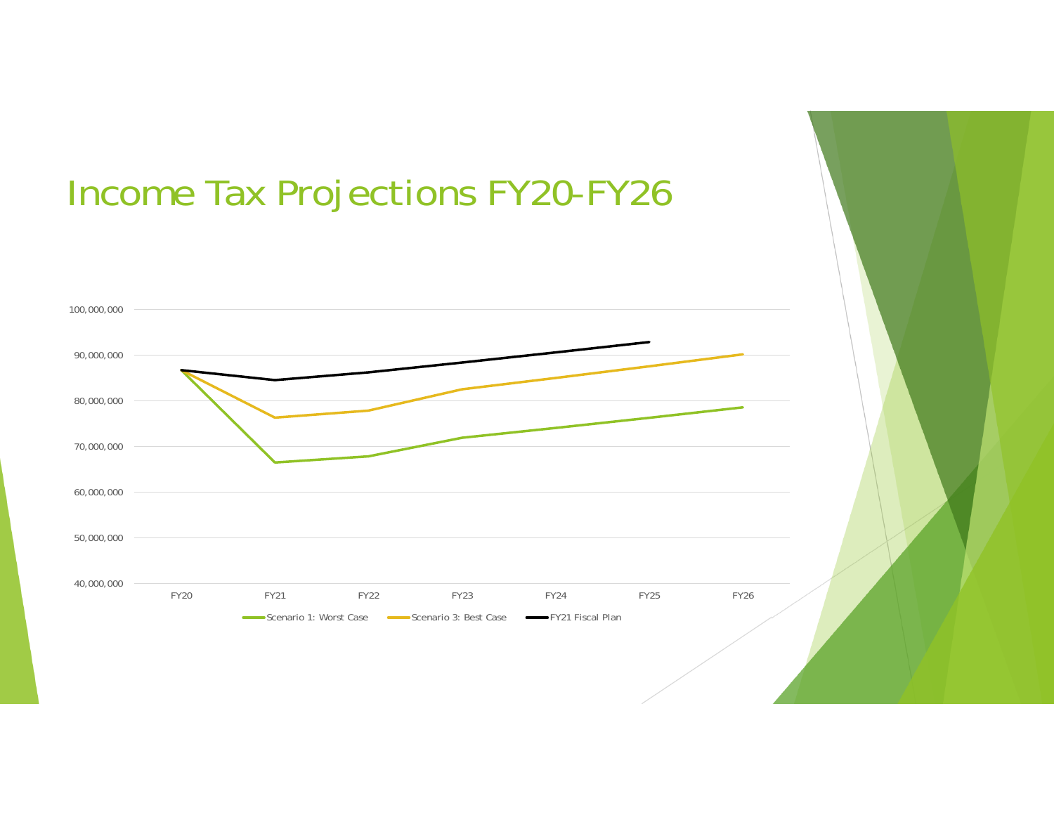# Income Tax Projections FY20-FY26

100,000,000
90,000,000
80,000,000
70,000,000
60,000,000
50,000,000
40,000,000

FY20 FY21 FY22 FY23 FY24 FY25 FY26

Scenario 1: Worst Case   Scenario 3: Best Case   FY21 Fiscal Plan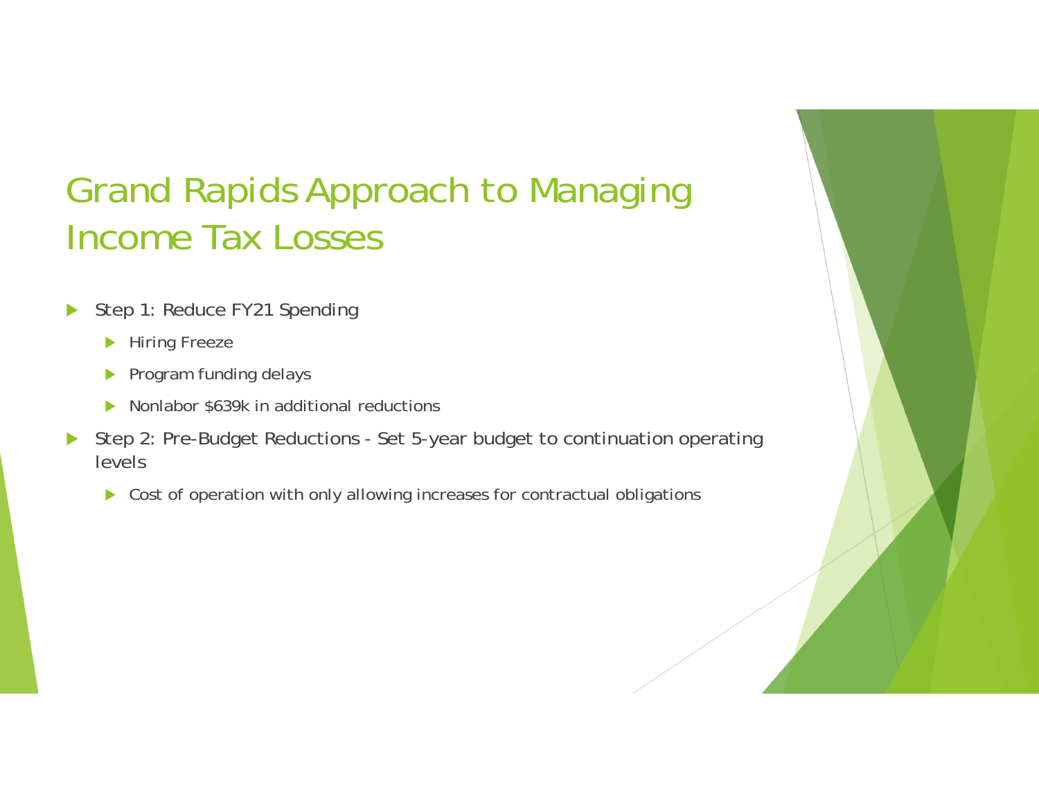# Grand Rapids Approach to Managing Income Tax Losses

- Step 1: Reduce FY21 Spending
  - Hiring Freeze
  - Program funding delays
  - Nonlabor $639k in additional reductions
- Step 2: Pre-Budget Reductions - Set 5-year budget to continuation operating levels
  - Cost of operation with only allowing increases for contractual obligations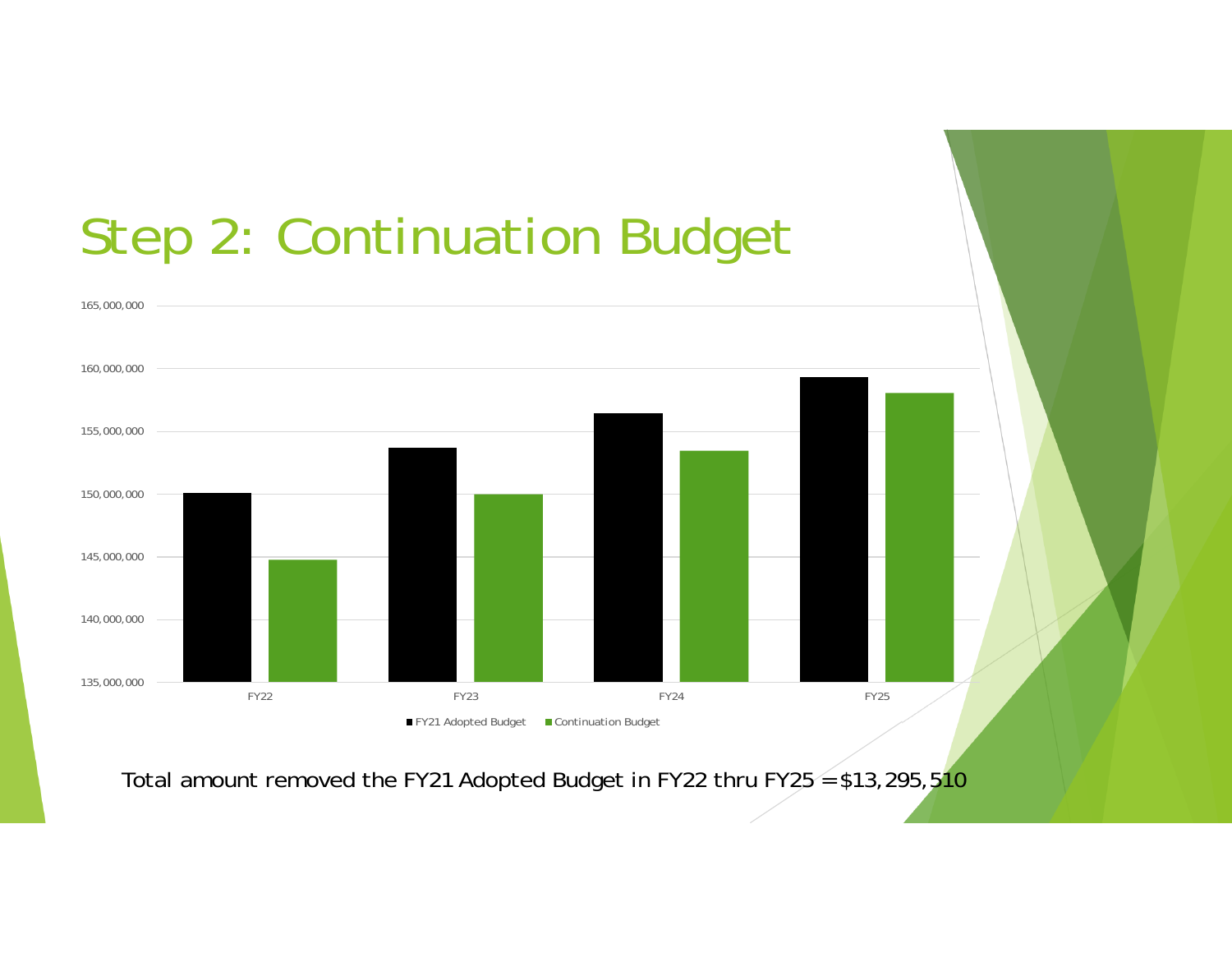# Step 2: Continuation Budget

Total amount removed the FY21 Adopted Budget in FY22 thru FY25 = $13,295,510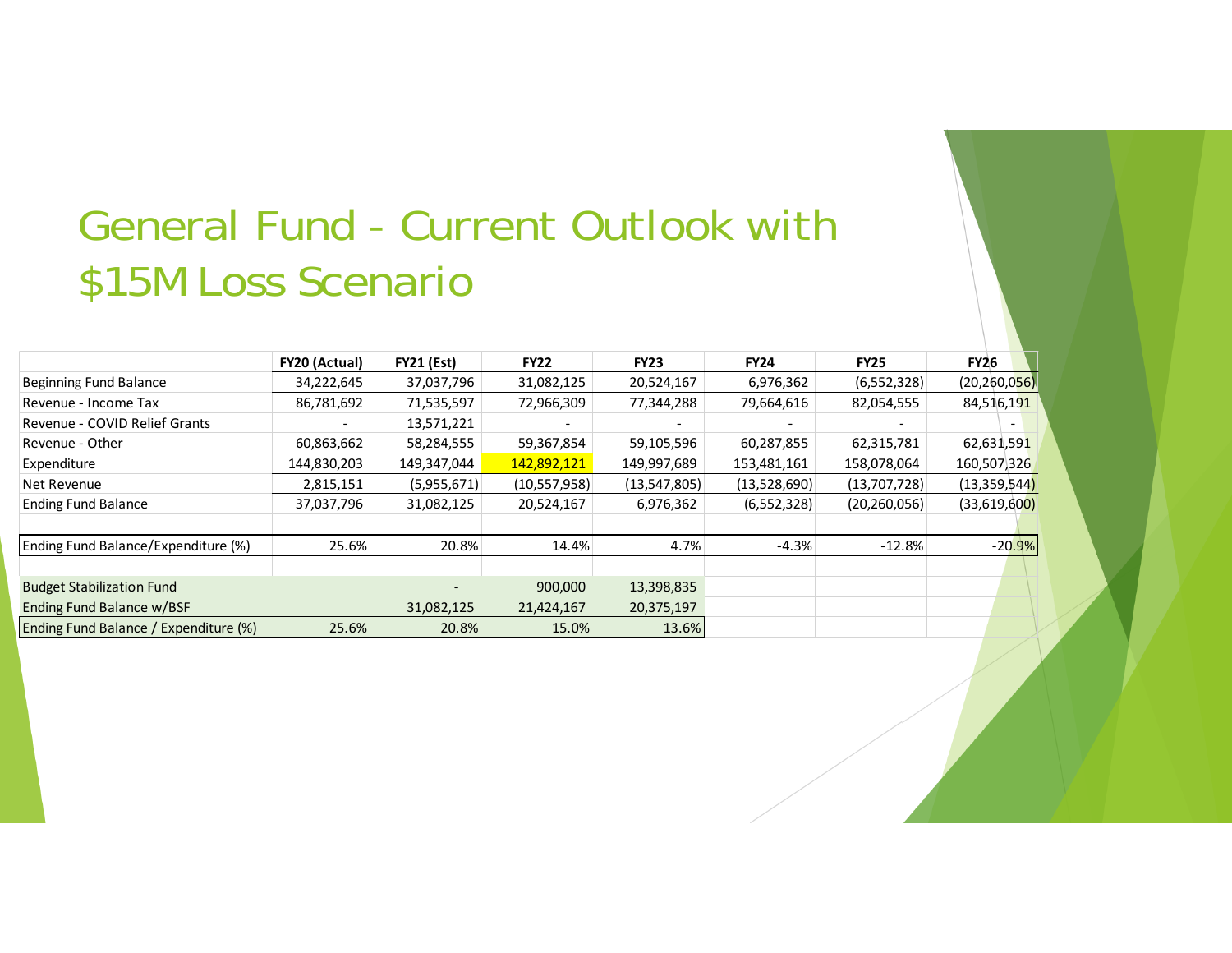# General Fund - Current Outlook with $15M Loss Scenario

| | FY20 (Actual) | FY21 (Est) | FY22 | FY23 | FY24 | FY25 | FY26 |
|---|---|---|---|---|---|---|---|
| Beginning Fund Balance | 34,222,645 | 37,037,796 | 31,082,125 | 20,524,167 | 6,976,362 | (6,552,328) | (20,260,056) |
| Revenue - Income Tax | 86,781,692 | 71,535,597 | 72,966,309 | 77,344,288 | 79,664,616 | 82,054,555 | 84,516,191 |
| Revenue - COVID Relief Grants | - | 13,571,221 | - | - | - | - | - |
| Revenue - Other | 60,863,662 | 58,284,555 | 59,367,854 | 59,105,596 | 60,287,855 | 62,315,781 | 62,631,591 |
| Expenditure | 144,830,203 | 149,347,044 | 142,892,121 | 149,997,689 | 153,481,161 | 158,078,064 | 160,507,326 |
| Net Revenue | 2,815,151 | (5,955,671) | (10,557,958) | (13,547,805) | (13,528,690) | (13,707,728) | (13,359,544) |
| Ending Fund Balance | 37,037,796 | 31,082,125 | 20,524,167 | 6,976,362 | (6,552,328) | (20,260,056) | (33,619,600) |
| | | | | | | | |
| Ending Fund Balance/Expenditure (%) | 25.6% | 20.8% | 14.4% | 4.7% | -4.3% | -12.8% | -20.9% |
| | | | | | | | |
| Budget Stabilization Fund | | - | 900,000 | 13,398,835 | | | |
| Ending Fund Balance w/BSF | | 31,082,125 | 21,424,167 | 20,375,197 | | | |
| Ending Fund Balance / Expenditure (%) | 25.6% | 20.8% | 15.0% | 13.6% | | | |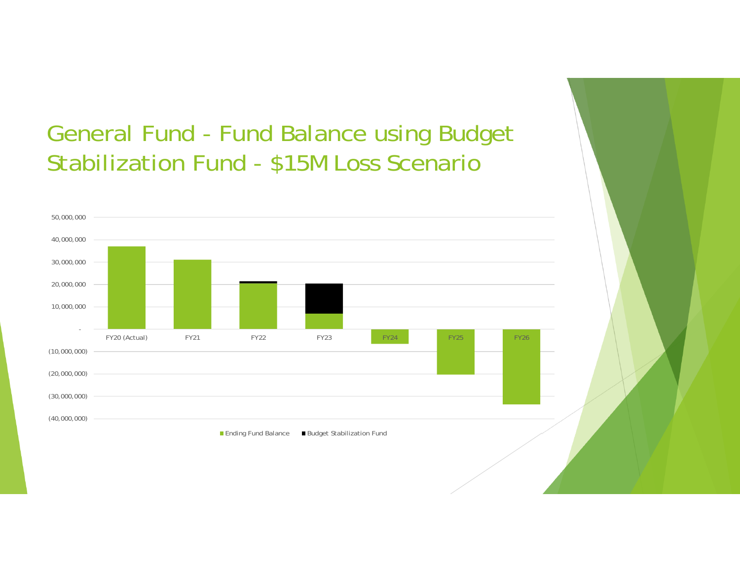# General Fund - Fund Balance using Budget Stabilization Fund - $15M Loss Scenario

50,000,000
40,000,000
30,000,000
20,000,000
10,000,000
-
(10,000,000)
(20,000,000)
(30,000,000)
(40,000,000)

FY20 (Actual) FY21 FY22 FY23 FY24 FY25 FY26

Ending Fund Balance Budget Stabilization Fund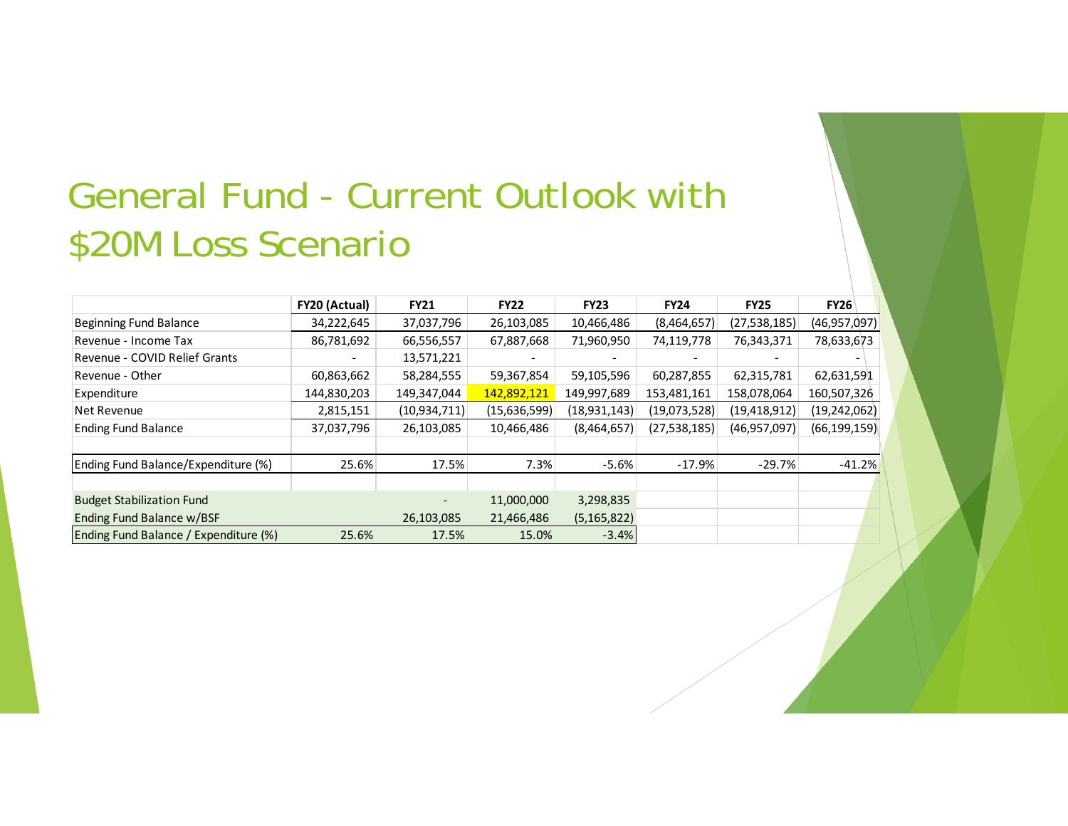# General Fund - Current Outlook with $20M Loss Scenario

| | FY20 (Actual) | FY21 | FY22 | FY23 | FY24 | FY25 | FY26 |
|---|---|---|---|---|---|---|---|
| Beginning Fund Balance | 34,222,645 | 37,037,796 | 26,103,085 | 10,466,486 | (8,464,657) | (27,538,185) | (46,957,097) |
| Revenue - Income Tax | 86,781,692 | 66,556,557 | 67,887,668 | 71,960,950 | 74,119,778 | 76,343,371 | 78,633,673 |
| Revenue - COVID Relief Grants | - | 13,571,221 | - | - | - | - | - |
| Revenue - Other | 60,863,662 | 58,284,555 | 59,367,854 | 59,105,596 | 60,287,855 | 62,315,781 | 62,631,591 |
| Expenditure | 144,830,203 | 149,347,044 | 142,892,121 | 149,997,689 | 153,481,161 | 158,078,064 | 160,507,326 |
| Net Revenue | 2,815,151 | (10,934,711) | (15,636,599) | (18,931,143) | (19,073,528) | (19,418,912) | (19,242,062) |
| Ending Fund Balance | 37,037,796 | 26,103,085 | 10,466,486 | (8,464,657) | (27,538,185) | (46,957,097) | (66,199,159) |
| | | | | | | | |
| Ending Fund Balance/Expenditure (%) | 25.6% | 17.5% | 7.3% | -5.6% | -17.9% | -29.7% | -41.2% |
| | | | | | | | |
| Budget Stabilization Fund | | - | 11,000,000 | 3,298,835 | | | |
| Ending Fund Balance w/BSF | | 26,103,085 | 21,466,486 | (5,165,822) | | | |
| Ending Fund Balance / Expenditure (%) | 25.6% | 17.5% | 15.0% | -3.4% | | | |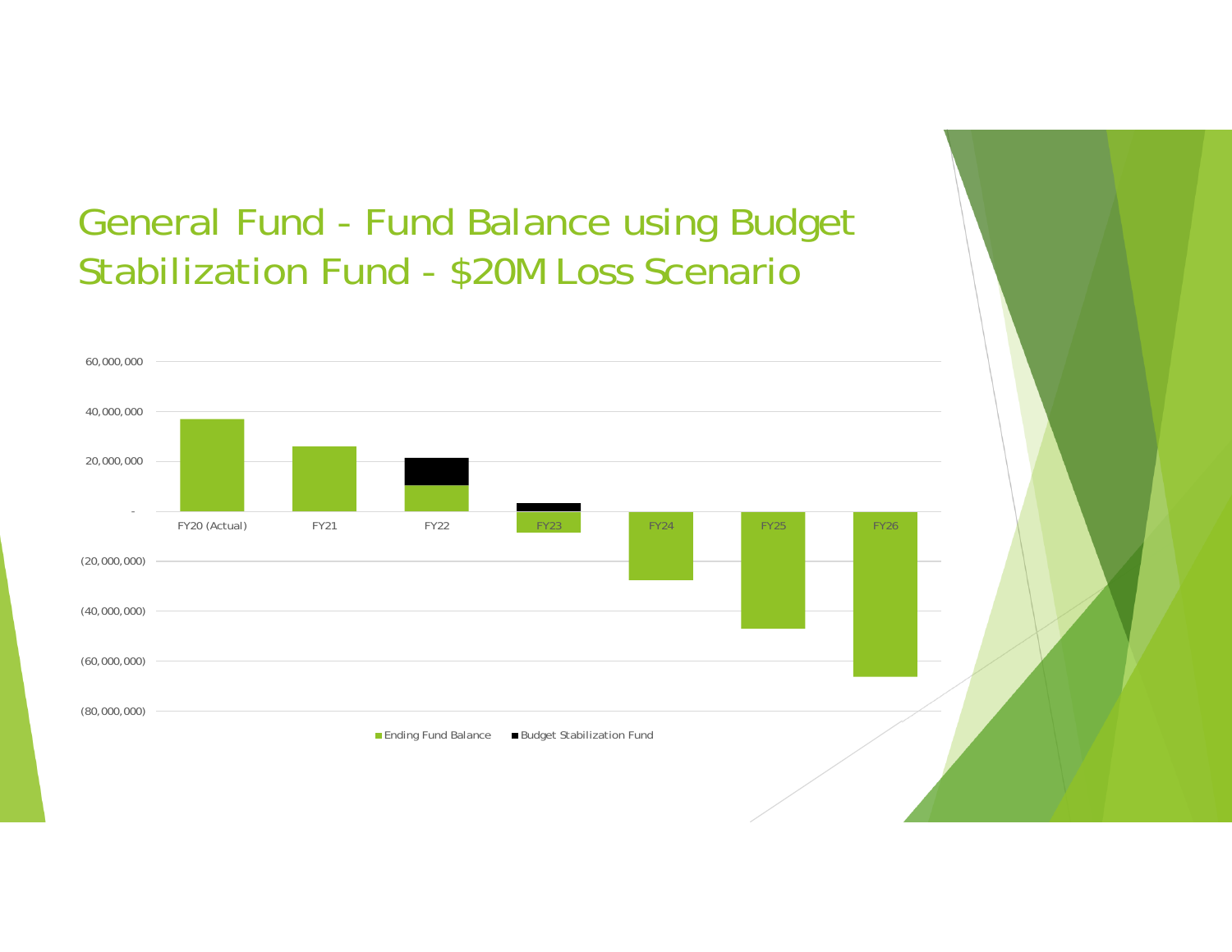# General Fund - Fund Balance using Budget Stabilization Fund - $20M Loss Scenario

60,000,000
40,000,000
20,000,000
-
(20,000,000)
(40,000,000)
(60,000,000)
(80,000,000)

FY20 (Actual) FY21 FY22 FY23 FY24 FY25 FY26

Ending Fund Balance Budget Stabilization Fund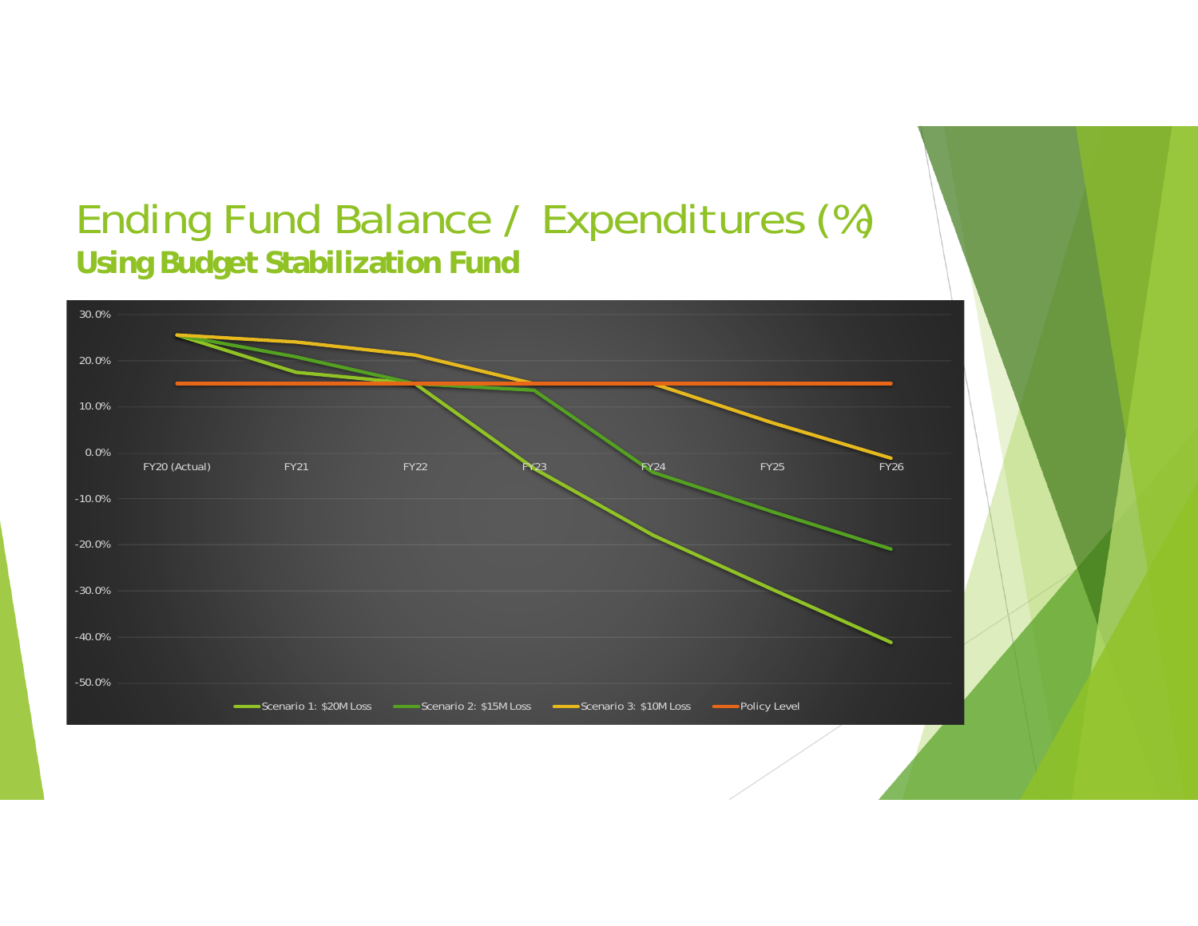# Ending Fund Balance / Expenditures (%)

## Using Budget Stabilization Fund

30.0%
20.0%
10.0%
0.0%
-10.0%
-20.0%
-30.0%
-40.0%
-50.0%

FY20 (Actual) FY21 FY22 FY23 FY24 FY25 FY26

Scenario 1: $20M Loss — Scenario 2: $15M Loss — Scenario 3: $10M Loss — Policy Level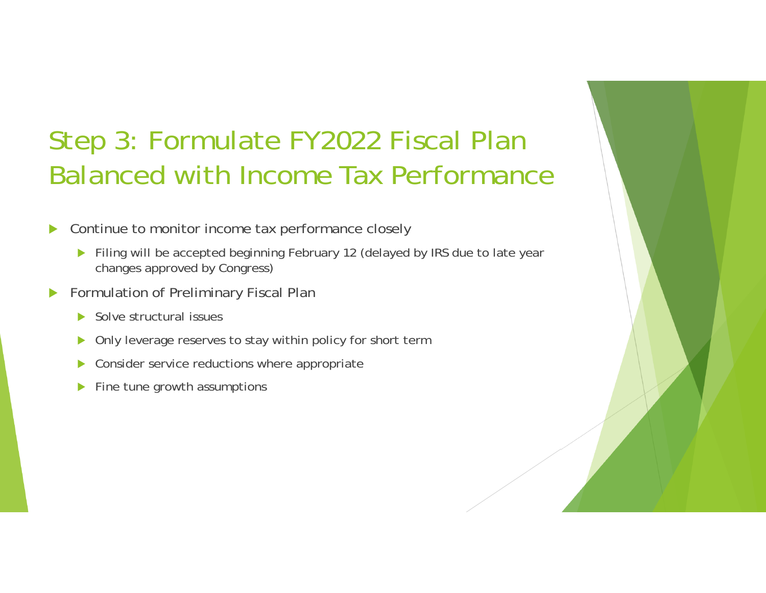# Step 3: Formulate FY2022 Fiscal Plan Balanced with Income Tax Performance

- Continue to monitor income tax performance closely
  - Filing will be accepted beginning February 12 (delayed by IRS due to late year changes approved by Congress)
- Formulation of Preliminary Fiscal Plan
  - Solve structural issues
  - Only leverage reserves to stay within policy for short term
  - Consider service reductions where appropriate
  - Fine tune growth assumptions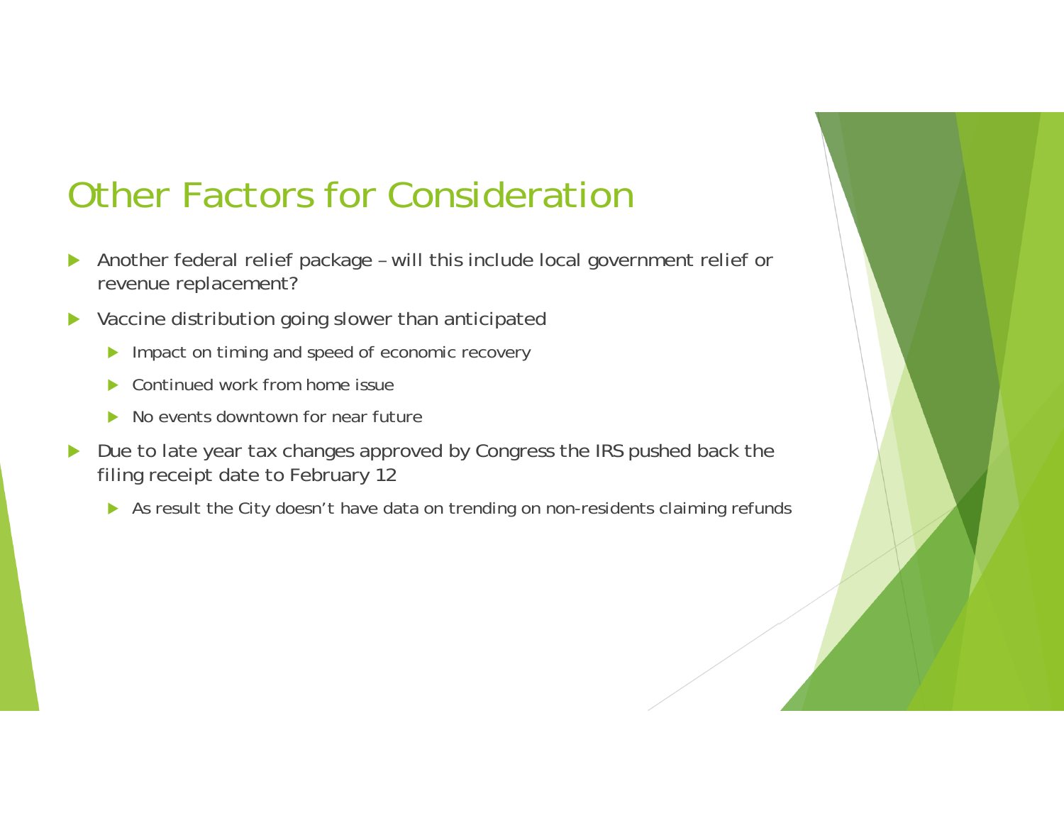# Other Factors for Consideration

- Another federal relief package – will this include local government relief or revenue replacement?
- Vaccine distribution going slower than anticipated
  - Impact on timing and speed of economic recovery
  - Continued work from home issue
  - No events downtown for near future
- Due to late year tax changes approved by Congress the IRS pushed back the filing receipt date to February 12
  - As result the City doesn't have data on trending on non-residents claiming refunds